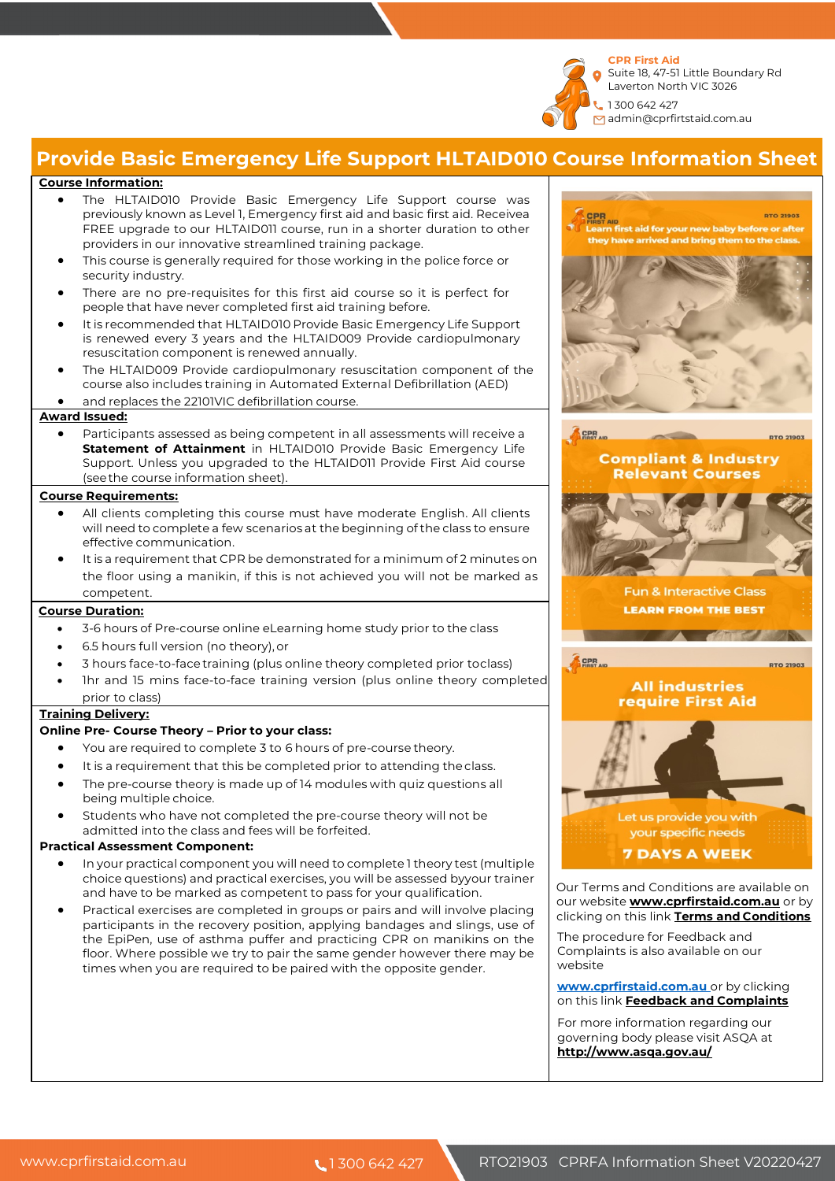CPR First Aid
Suite 18, 47-51 Little Boundary Rd
Laverton North VIC 3026
1 300 642 427
admin@cprfirstaid.com.au

# Provide Basic Emergency Life Support HLTAID010 Course Information Sheet

## Course Information:

- The HLTAID010 Provide Basic Emergency Life Support course was previously known as Level 1, Emergency first aid and basic first aid. Receive a FREE upgrade to our HLTAID011 course, run in a shorter duration to other providers in our innovative streamlined training package.
- This course is generally required for those working in the police force or security industry.
- There are no pre-requisites for this first aid course so it is perfect for people that have never completed first aid training before.
- It is recommended that HLTAID010 Provide Basic Emergency Life Support is renewed every 3 years and the HLTAID009 Provide cardiopulmonary resuscitation component is renewed annually.
- The HLTAID009 Provide cardiopulmonary resuscitation component of the course also includes training in Automated External Defibrillation (AED)
- and replaces the 22101VIC defibrillation course.

## Award Issued:

- Participants assessed as being competent in all assessments will receive a **Statement of Attainment** in HLTAID010 Provide Basic Emergency Life Support. Unless you upgraded to the HLTAID011 Provide First Aid course (see the course information sheet).

## Course Requirements:

- All clients completing this course must have moderate English. All clients will need to complete a few scenarios at the beginning of the class to ensure effective communication.
- It is a requirement that CPR be demonstrated for a minimum of 2 minutes on the floor using a manikin, if this is not achieved you will not be marked as competent.

## Course Duration:

- 3-6 hours of Pre-course online eLearning home study prior to the class
- 6.5 hours full version (no theory), or
- 3 hours face-to-face training (plus online theory completed prior to class)
- 1hr and 15 mins face-to-face training version (plus online theory completed prior to class)

## Training Delivery:

**Online Pre- Course Theory – Prior to your class:**

- You are required to complete 3 to 6 hours of pre-course theory.
- It is a requirement that this be completed prior to attending the class.
- The pre-course theory is made up of 14 modules with quiz questions all being multiple choice.
- Students who have not completed the pre-course theory will not be admitted into the class and fees will be forfeited.

**Practical Assessment Component:**

- In your practical component you will need to complete 1 theory test (multiple choice questions) and practical exercises, you will be assessed by your trainer and have to be marked as competent to pass for your qualification.
- Practical exercises are completed in groups or pairs and will involve placing participants in the recovery position, applying bandages and slings, use of the EpiPen, use of asthma puffer and practicing CPR on manikins on the floor. Where possible we try to pair the same gender however there may be times when you are required to be paired with the opposite gender.

Learn first aid for your new baby before or after they have arrived and bring them to the class.

Compliant & Industry Relevant Courses

Fun & Interactive Class
LEARN FROM THE BEST

All industries require First Aid

Let us provide you with your specific needs
7 DAYS A WEEK

Our Terms and Conditions are available on our website **www.cprfirstaid.com.au** or by clicking on this link **Terms and Conditions**

The procedure for Feedback and Complaints is also available on our website

**www.cprfirstaid.com.au** or by clicking on this link **Feedback and Complaints**

For more information regarding our governing body please visit ASQA at **http://www.asqa.gov.au/**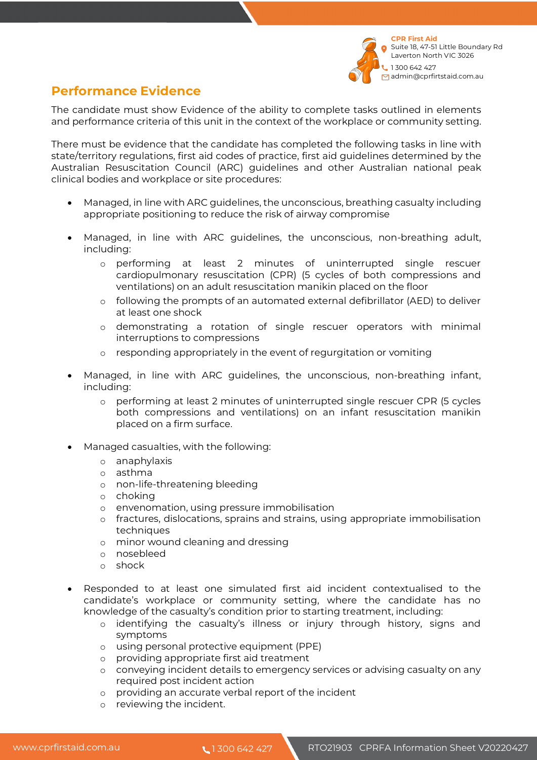## Performance Evidence

The candidate must show Evidence of the ability to complete tasks outlined in elements and performance criteria of this unit in the context of the workplace or community setting.

There must be evidence that the candidate has completed the following tasks in line with state/territory regulations, first aid codes of practice, first aid guidelines determined by the Australian Resuscitation Council (ARC) guidelines and other Australian national peak clinical bodies and workplace or site procedures:

- Managed, in line with ARC guidelines, the unconscious, breathing casualty including appropriate positioning to reduce the risk of airway compromise
- Managed, in line with ARC guidelines, the unconscious, non-breathing adult, including:
  - performing at least 2 minutes of uninterrupted single rescuer cardiopulmonary resuscitation (CPR) (5 cycles of both compressions and ventilations) on an adult resuscitation manikin placed on the floor
  - following the prompts of an automated external defibrillator (AED) to deliver at least one shock
  - demonstrating a rotation of single rescuer operators with minimal interruptions to compressions
  - responding appropriately in the event of regurgitation or vomiting
- Managed, in line with ARC guidelines, the unconscious, non-breathing infant, including:
  - performing at least 2 minutes of uninterrupted single rescuer CPR (5 cycles both compressions and ventilations) on an infant resuscitation manikin placed on a firm surface.
- Managed casualties, with the following:
  - anaphylaxis
  - asthma
  - non-life-threatening bleeding
  - choking
  - envenomation, using pressure immobilisation
  - fractures, dislocations, sprains and strains, using appropriate immobilisation techniques
  - minor wound cleaning and dressing
  - nosebleed
  - shock
- Responded to at least one simulated first aid incident contextualised to the candidate's workplace or community setting, where the candidate has no knowledge of the casualty's condition prior to starting treatment, including:
  - identifying the casualty's illness or injury through history, signs and symptoms
  - using personal protective equipment (PPE)
  - providing appropriate first aid treatment
  - conveying incident details to emergency services or advising casualty on any required post incident action
  - providing an accurate verbal report of the incident
  - reviewing the incident.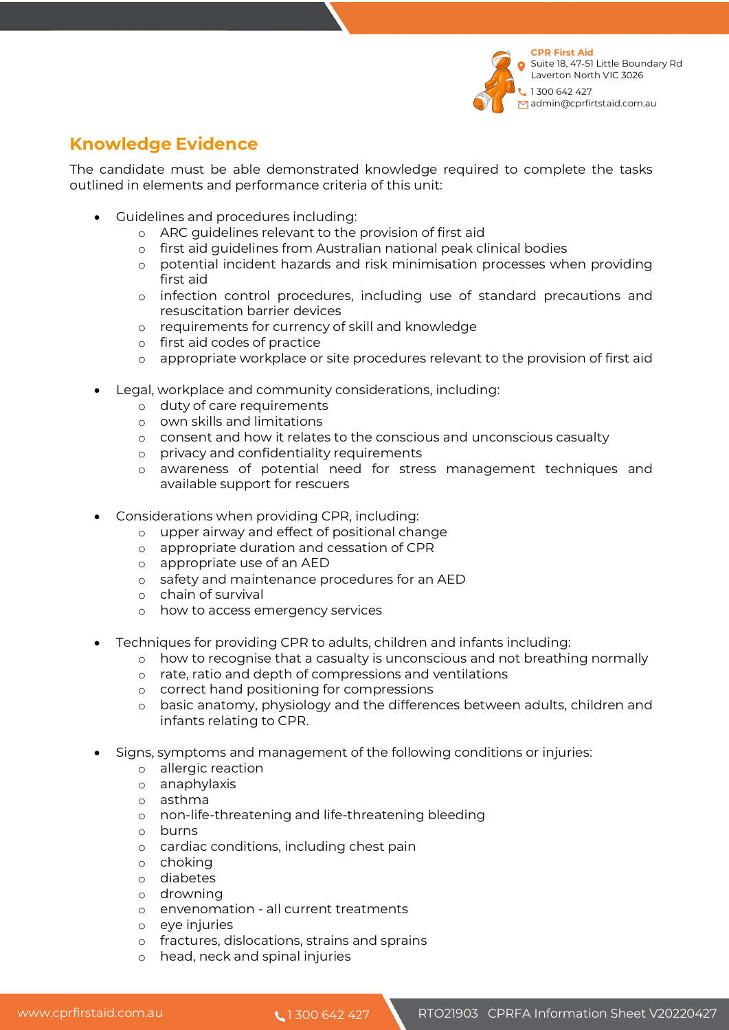## Knowledge Evidence

The candidate must be able demonstrated knowledge required to complete the tasks outlined in elements and performance criteria of this unit:

- Guidelines and procedures including:
  - ARC guidelines relevant to the provision of first aid
  - first aid guidelines from Australian national peak clinical bodies
  - potential incident hazards and risk minimisation processes when providing first aid
  - infection control procedures, including use of standard precautions and resuscitation barrier devices
  - requirements for currency of skill and knowledge
  - first aid codes of practice
  - appropriate workplace or site procedures relevant to the provision of first aid

- Legal, workplace and community considerations, including:
  - duty of care requirements
  - own skills and limitations
  - consent and how it relates to the conscious and unconscious casualty
  - privacy and confidentiality requirements
  - awareness of potential need for stress management techniques and available support for rescuers

- Considerations when providing CPR, including:
  - upper airway and effect of positional change
  - appropriate duration and cessation of CPR
  - appropriate use of an AED
  - safety and maintenance procedures for an AED
  - chain of survival
  - how to access emergency services

- Techniques for providing CPR to adults, children and infants including:
  - how to recognise that a casualty is unconscious and not breathing normally
  - rate, ratio and depth of compressions and ventilations
  - correct hand positioning for compressions
  - basic anatomy, physiology and the differences between adults, children and infants relating to CPR.

- Signs, symptoms and management of the following conditions or injuries:
  - allergic reaction
  - anaphylaxis
  - asthma
  - non-life-threatening and life-threatening bleeding
  - burns
  - cardiac conditions, including chest pain
  - choking
  - diabetes
  - drowning
  - envenomation - all current treatments
  - eye injuries
  - fractures, dislocations, strains and sprains
  - head, neck and spinal injuries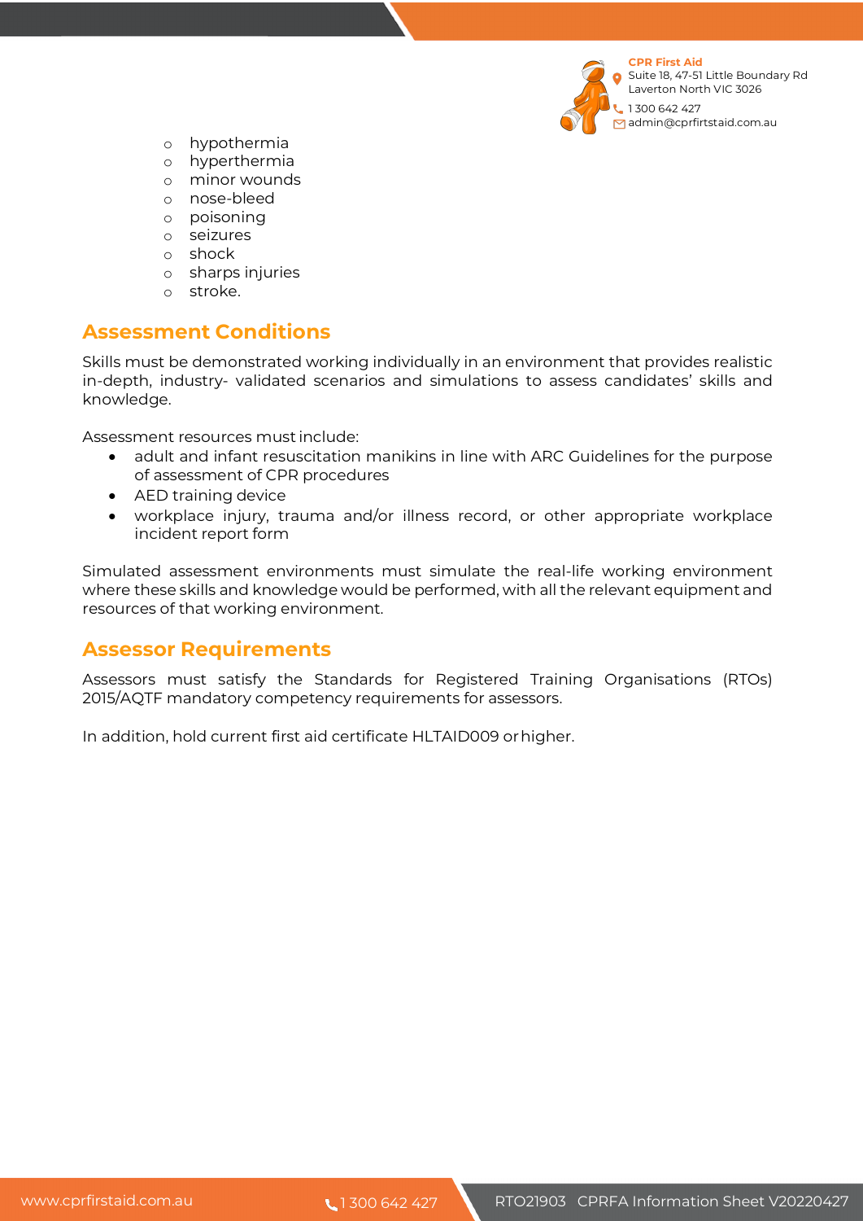- hypothermia
- hyperthermia
- minor wounds
- nose-bleed
- poisoning
- seizures
- shock
- sharps injuries
- stroke.

## Assessment Conditions

Skills must be demonstrated working individually in an environment that provides realistic in-depth, industry- validated scenarios and simulations to assess candidates' skills and knowledge.

Assessment resources must include:

- adult and infant resuscitation manikins in line with ARC Guidelines for the purpose of assessment of CPR procedures
- AED training device
- workplace injury, trauma and/or illness record, or other appropriate workplace incident report form

Simulated assessment environments must simulate the real-life working environment where these skills and knowledge would be performed, with all the relevant equipment and resources of that working environment.

## Assessor Requirements

Assessors must satisfy the Standards for Registered Training Organisations (RTOs) 2015/AQTF mandatory competency requirements for assessors.

In addition, hold current first aid certificate HLTAID009 or higher.